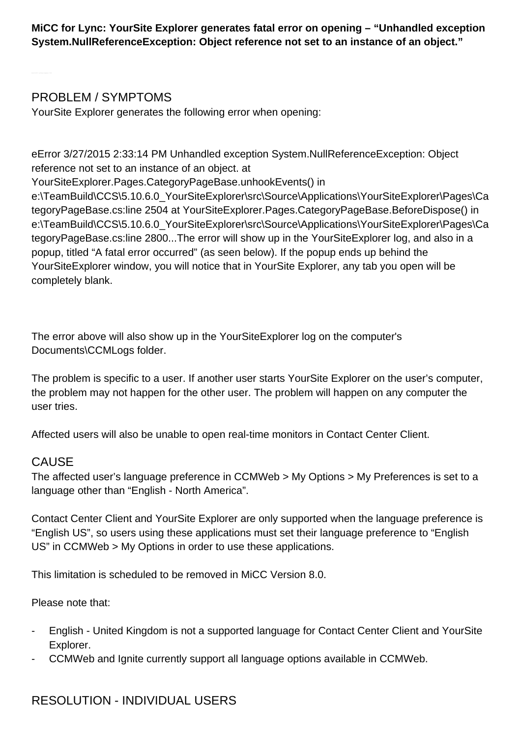**MiCC for Lync: YourSite Explorer generates fatal error on opening – “Unhandled exception System.NullReferenceException: Object reference not set to an instance of an object.”**

## PROBLEM / SYMPTOMS

YourSite Explorer generates the following error when opening:

eError 3/27/2015 2:33:14 PM Unhandled exception System.NullReferenceException: Object reference not set to an instance of an object. at YourSiteExplorer.Pages.CategoryPageBase.unhookEvents() in e:\TeamBuild\CCS\5.10.6.0_YourSiteExplorer\src\Source\Applications\YourSiteExplorer\Pages\CategoryPageBase.cs:line 2504 at YourSiteExplorer.Pages.CategoryPageBase.BeforeDispose() in e:\TeamBuild\CCS\5.10.6.0_YourSiteExplorer\src\Source\Applications\YourSiteExplorer\Pages\CategoryPageBase.cs:line 2800...The error will show up in the YourSiteExplorer log, and also in a popup, titled “A fatal error occurred” (as seen below). If the popup ends up behind the YourSiteExplorer window, you will notice that in YourSite Explorer, any tab you open will be completely blank.

The error above will also show up in the YourSiteExplorer log on the computer's Documents\CCMLogs folder.

The problem is specific to a user. If another user starts YourSite Explorer on the user’s computer, the problem may not happen for the other user. The problem will happen on any computer the user tries.

Affected users will also be unable to open real-time monitors in Contact Center Client.

## CAUSE

The affected user’s language preference in CCMWeb > My Options > My Preferences is set to a language other than “English - North America”.

Contact Center Client and YourSite Explorer are only supported when the language preference is “English US”, so users using these applications must set their language preference to “English US” in CCMWeb > My Options in order to use these applications.

This limitation is scheduled to be removed in MiCC Version 8.0.

Please note that:

- English - United Kingdom is not a supported language for Contact Center Client and YourSite Explorer.
- CCMWeb and Ignite currently support all language options available in CCMWeb.

## RESOLUTION - INDIVIDUAL USERS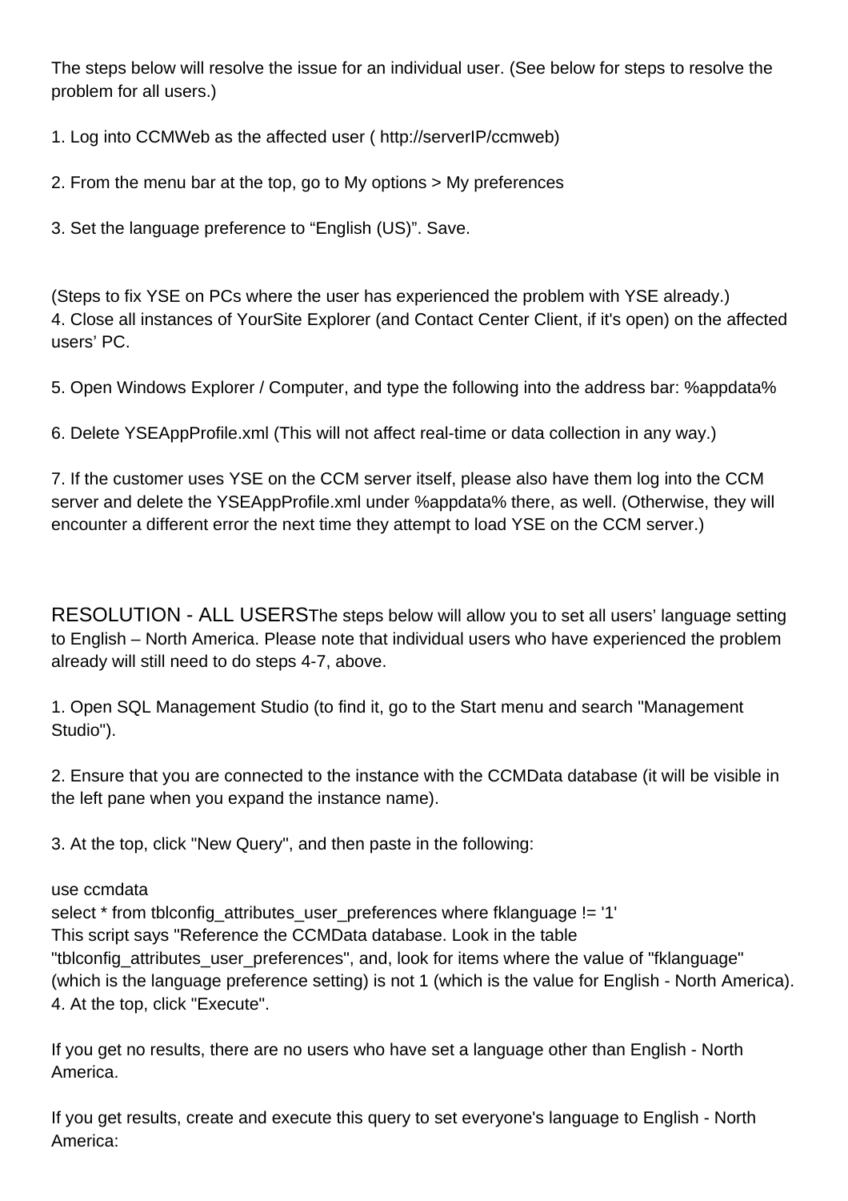The steps below will resolve the issue for an individual user. (See below for steps to resolve the problem for all users.)

1. Log into CCMWeb as the affected user ( http://serverIP/ccmweb)

2. From the menu bar at the top, go to My options > My preferences

3. Set the language preference to “English (US)”. Save.

(Steps to fix YSE on PCs where the user has experienced the problem with YSE already.)
4. Close all instances of YourSite Explorer (and Contact Center Client, if it's open) on the affected users’ PC.

5. Open Windows Explorer / Computer, and type the following into the address bar: %appdata%

6. Delete YSEAppProfile.xml (This will not affect real-time or data collection in any way.)

7. If the customer uses YSE on the CCM server itself, please also have them log into the CCM server and delete the YSEAppProfile.xml under %appdata% there, as well. (Otherwise, they will encounter a different error the next time they attempt to load YSE on the CCM server.)

RESOLUTION - ALL USERS

The steps below will allow you to set all users’ language setting to English – North America. Please note that individual users who have experienced the problem already will still need to do steps 4-7, above.

1. Open SQL Management Studio (to find it, go to the Start menu and search "Management Studio").

2. Ensure that you are connected to the instance with the CCMData database (it will be visible in the left pane when you expand the instance name).

3. At the top, click "New Query", and then paste in the following:

```
use ccmdata
select * from tblconfig_attributes_user_preferences where fklanguage != '1'
```

This script says "Reference the CCMData database. Look in the table "tblconfig_attributes_user_preferences", and, look for items where the value of "fklanguage" (which is the language preference setting) is not 1 (which is the value for English - North America).
4. At the top, click "Execute".

If you get no results, there are no users who have set a language other than English - North America.

If you get results, create and execute this query to set everyone's language to English - North America: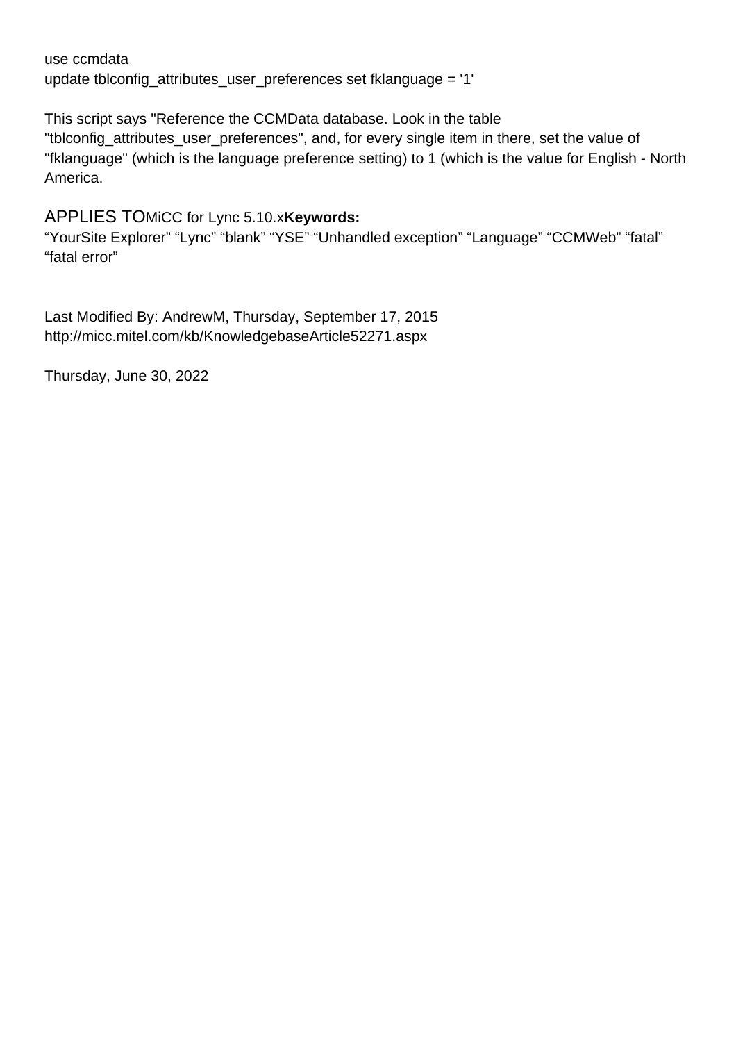```
use ccmdata
update tblconfig_attributes_user_preferences set fklanguage = '1'
```

This script says "Reference the CCMData database. Look in the table "tblconfig_attributes_user_preferences", and, for every single item in there, set the value of "fklanguage" (which is the language preference setting) to 1 (which is the value for English - North America.

APPLIES TO MiCC for Lync 5.10.x **Keywords:**
“YourSite Explorer” “Lync” “blank” “YSE” “Unhandled exception” “Language” “CCMWeb” “fatal” “fatal error”

Last Modified By: AndrewM, Thursday, September 17, 2015
http://micc.mitel.com/kb/KnowledgebaseArticle52271.aspx

Thursday, June 30, 2022